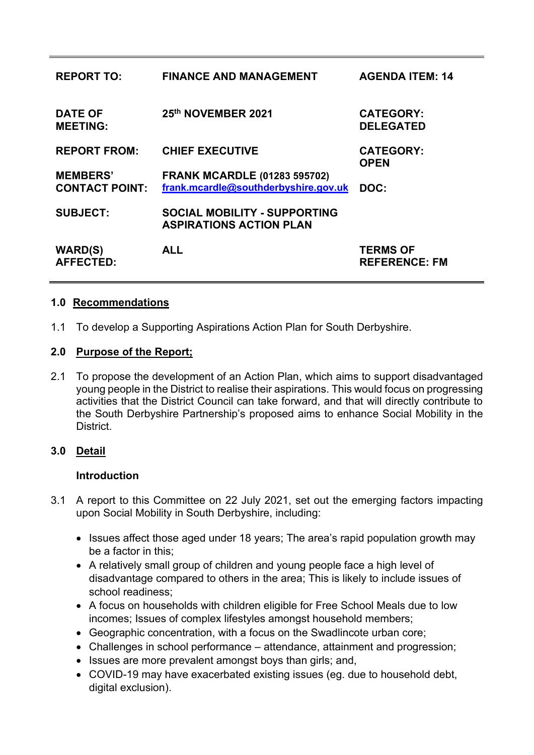| | | |
|---|---|---|
| **REPORT TO:** | **FINANCE AND MANAGEMENT** | **AGENDA ITEM: 14** |
| **DATE OF MEETING:** | **25th NOVEMBER 2021** | **CATEGORY: DELEGATED** |
| **REPORT FROM:** | **CHIEF EXECUTIVE** | **CATEGORY: OPEN** |
| **MEMBERS' CONTACT POINT:** | **FRANK MCARDLE (01283 595702)** [frank.mcardle@southderbyshire.gov.uk](mailto:frank.mcardle@southderbyshire.gov.uk) | **DOC:** |
| **SUBJECT:** | **SOCIAL MOBILITY - SUPPORTING ASPIRATIONS ACTION PLAN** | |
| **WARD(S) AFFECTED:** | **ALL** | **TERMS OF REFERENCE: FM** |

## 1.0 Recommendations

1.1 To develop a Supporting Aspirations Action Plan for South Derbyshire.

## 2.0 Purpose of the Report;

2.1 To propose the development of an Action Plan, which aims to support disadvantaged young people in the District to realise their aspirations. This would focus on progressing activities that the District Council can take forward, and that will directly contribute to the South Derbyshire Partnership's proposed aims to enhance Social Mobility in the District.

## 3.0 Detail

### Introduction

3.1 A report to this Committee on 22 July 2021, set out the emerging factors impacting upon Social Mobility in South Derbyshire, including:

- Issues affect those aged under 18 years; The area's rapid population growth may be a factor in this;
- A relatively small group of children and young people face a high level of disadvantage compared to others in the area; This is likely to include issues of school readiness;
- A focus on households with children eligible for Free School Meals due to low incomes; Issues of complex lifestyles amongst household members;
- Geographic concentration, with a focus on the Swadlincote urban core;
- Challenges in school performance – attendance, attainment and progression;
- Issues are more prevalent amongst boys than girls; and,
- COVID-19 may have exacerbated existing issues (eg. due to household debt, digital exclusion).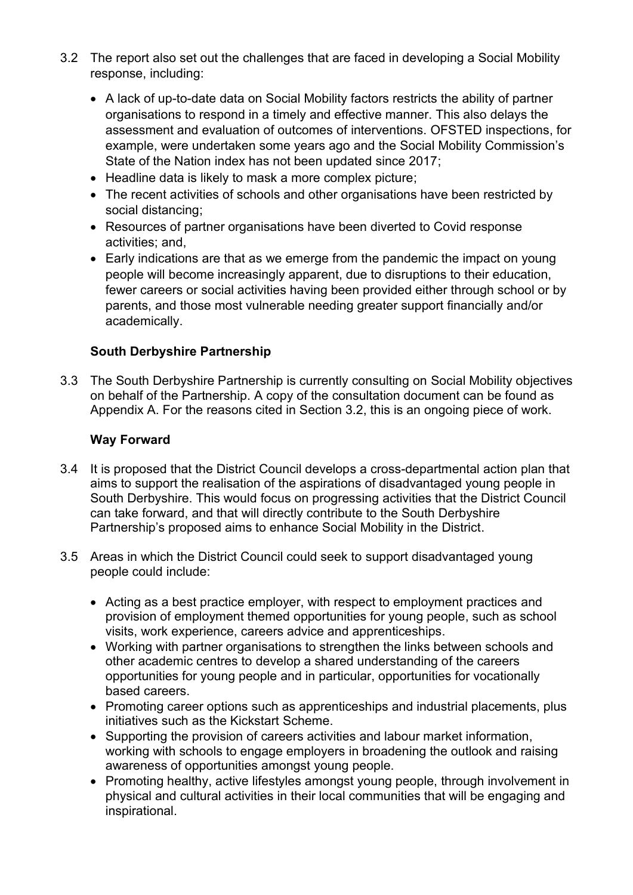3.2 The report also set out the challenges that are faced in developing a Social Mobility response, including:

- A lack of up-to-date data on Social Mobility factors restricts the ability of partner organisations to respond in a timely and effective manner. This also delays the assessment and evaluation of outcomes of interventions. OFSTED inspections, for example, were undertaken some years ago and the Social Mobility Commission's State of the Nation index has not been updated since 2017;
- Headline data is likely to mask a more complex picture;
- The recent activities of schools and other organisations have been restricted by social distancing;
- Resources of partner organisations have been diverted to Covid response activities; and,
- Early indications are that as we emerge from the pandemic the impact on young people will become increasingly apparent, due to disruptions to their education, fewer careers or social activities having been provided either through school or by parents, and those most vulnerable needing greater support financially and/or academically.

**South Derbyshire Partnership**

3.3 The South Derbyshire Partnership is currently consulting on Social Mobility objectives on behalf of the Partnership. A copy of the consultation document can be found as Appendix A. For the reasons cited in Section 3.2, this is an ongoing piece of work.

**Way Forward**

3.4 It is proposed that the District Council develops a cross-departmental action plan that aims to support the realisation of the aspirations of disadvantaged young people in South Derbyshire. This would focus on progressing activities that the District Council can take forward, and that will directly contribute to the South Derbyshire Partnership's proposed aims to enhance Social Mobility in the District.

3.5 Areas in which the District Council could seek to support disadvantaged young people could include:

- Acting as a best practice employer, with respect to employment practices and provision of employment themed opportunities for young people, such as school visits, work experience, careers advice and apprenticeships.
- Working with partner organisations to strengthen the links between schools and other academic centres to develop a shared understanding of the careers opportunities for young people and in particular, opportunities for vocationally based careers.
- Promoting career options such as apprenticeships and industrial placements, plus initiatives such as the Kickstart Scheme.
- Supporting the provision of careers activities and labour market information, working with schools to engage employers in broadening the outlook and raising awareness of opportunities amongst young people.
- Promoting healthy, active lifestyles amongst young people, through involvement in physical and cultural activities in their local communities that will be engaging and inspirational.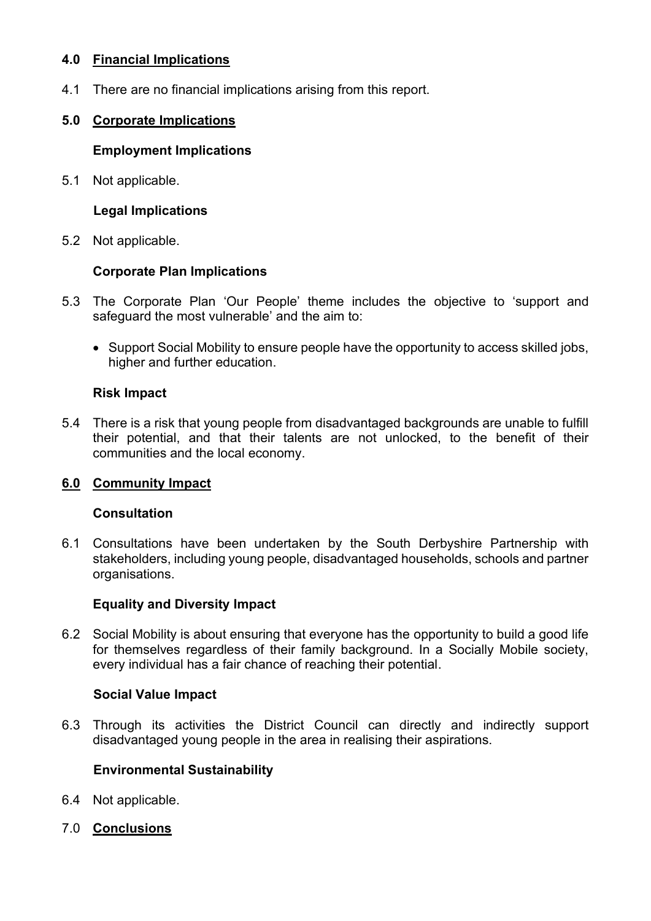## 4.0 Financial Implications

4.1 There are no financial implications arising from this report.

## 5.0 Corporate Implications

### Employment Implications

5.1 Not applicable.

### Legal Implications

5.2 Not applicable.

### Corporate Plan Implications

5.3 The Corporate Plan 'Our People' theme includes the objective to 'support and safeguard the most vulnerable' and the aim to:

- Support Social Mobility to ensure people have the opportunity to access skilled jobs, higher and further education.

### Risk Impact

5.4 There is a risk that young people from disadvantaged backgrounds are unable to fulfill their potential, and that their talents are not unlocked, to the benefit of their communities and the local economy.

## 6.0 Community Impact

### Consultation

6.1 Consultations have been undertaken by the South Derbyshire Partnership with stakeholders, including young people, disadvantaged households, schools and partner organisations.

### Equality and Diversity Impact

6.2 Social Mobility is about ensuring that everyone has the opportunity to build a good life for themselves regardless of their family background. In a Socially Mobile society, every individual has a fair chance of reaching their potential.

### Social Value Impact

6.3 Through its activities the District Council can directly and indirectly support disadvantaged young people in the area in realising their aspirations.

### Environmental Sustainability

6.4 Not applicable.

## 7.0 Conclusions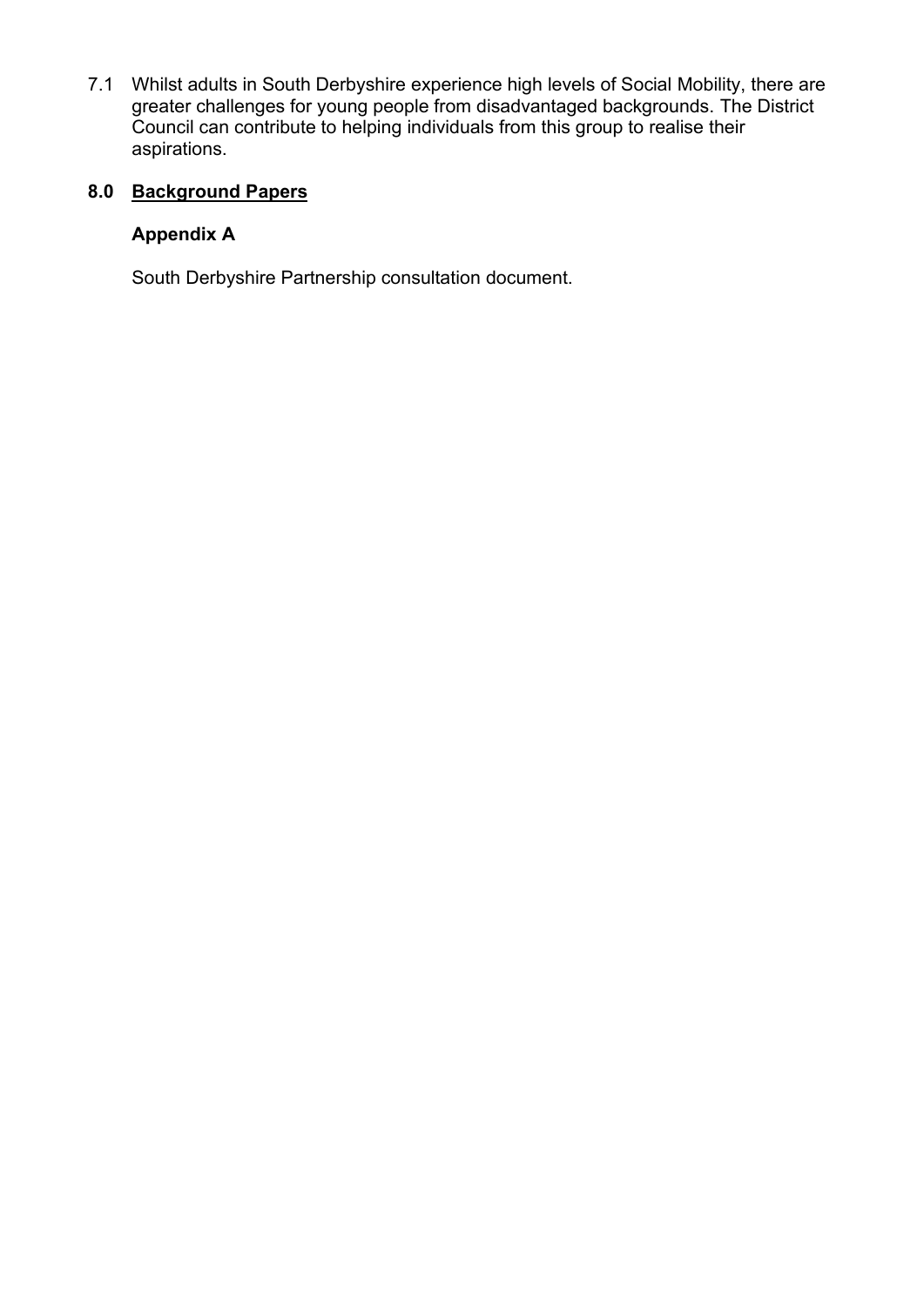7.1 Whilst adults in South Derbyshire experience high levels of Social Mobility, there are greater challenges for young people from disadvantaged backgrounds. The District Council can contribute to helping individuals from this group to realise their aspirations.

## 8.0 Background Papers

**Appendix A**

South Derbyshire Partnership consultation document.